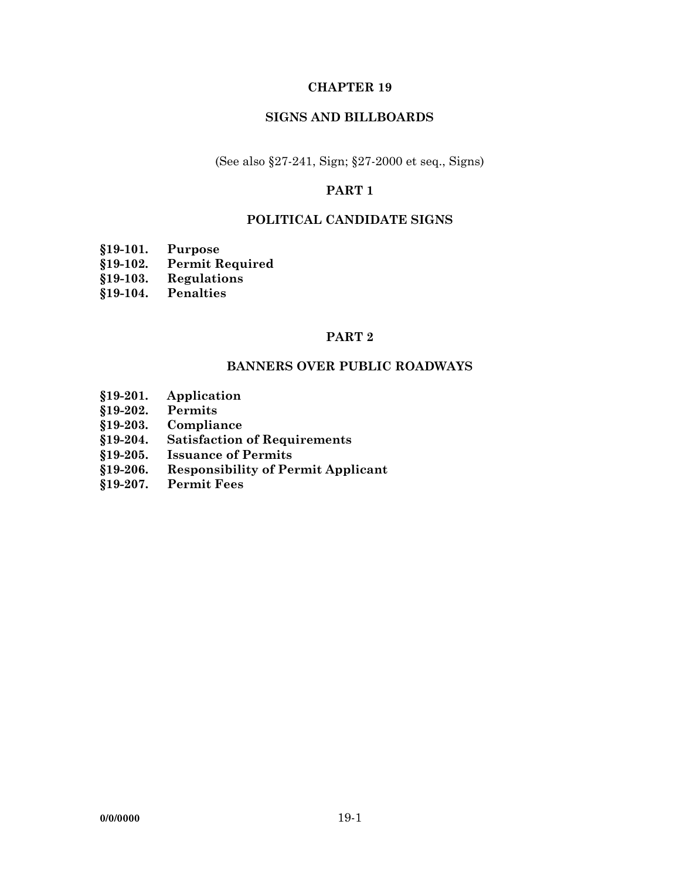# CHAPTER 19

# SIGNS AND BILLBOARDS

(See also §27-241, Sign; §27-2000 et seq., Signs)

## PART 1

## POLITICAL CANDIDATE SIGNS

**§19-101. Purpose**
**§19-102. Permit Required**
**§19-103. Regulations**
**§19-104. Penalties**

## PART 2

## BANNERS OVER PUBLIC ROADWAYS

**§19-201. Application**
**§19-202. Permits**
**§19-203. Compliance**
**§19-204. Satisfaction of Requirements**
**§19-205. Issuance of Permits**
**§19-206. Responsibility of Permit Applicant**
**§19-207. Permit Fees**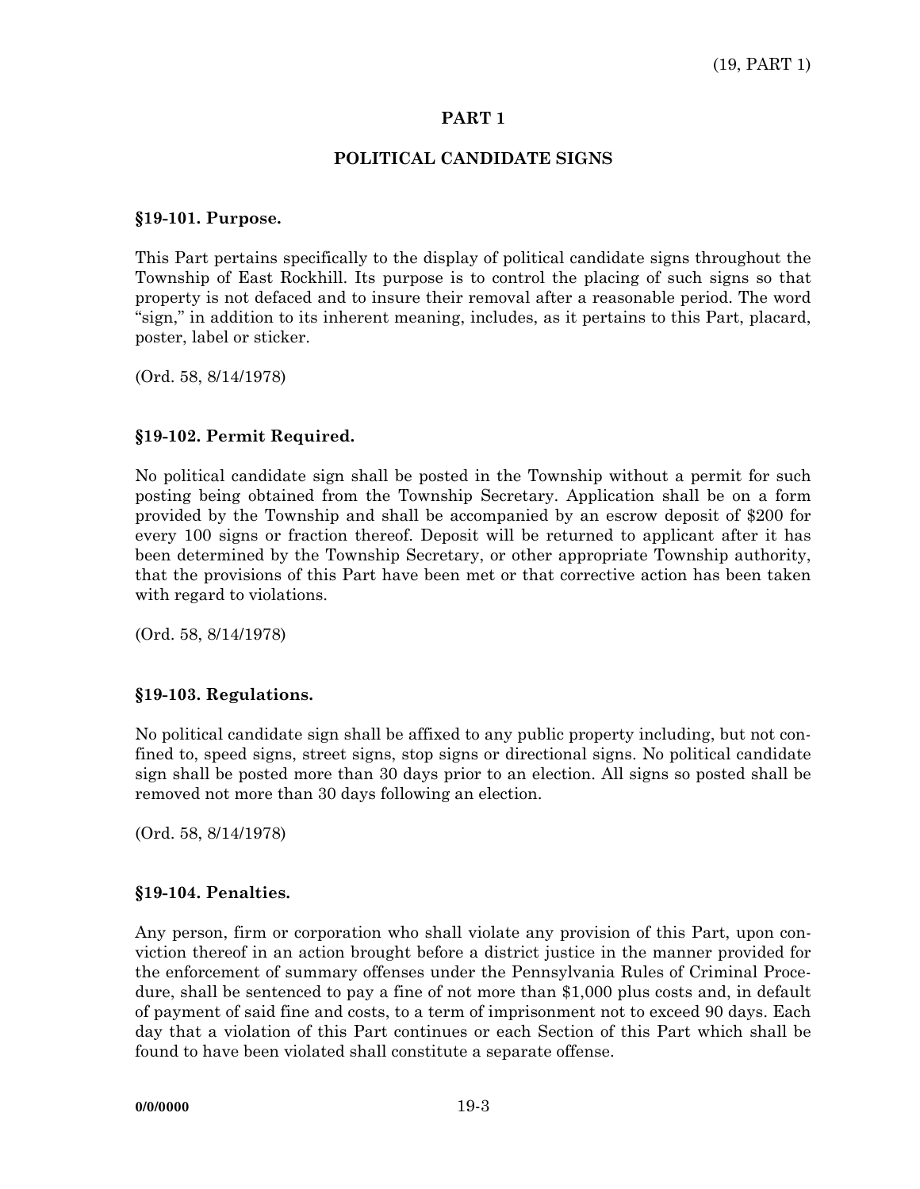# PART 1

## POLITICAL CANDIDATE SIGNS

### §19-101. Purpose.

This Part pertains specifically to the display of political candidate signs throughout the Township of East Rockhill. Its purpose is to control the placing of such signs so that property is not defaced and to insure their removal after a reasonable period. The word "sign," in addition to its inherent meaning, includes, as it pertains to this Part, placard, poster, label or sticker.

(Ord. 58, 8/14/1978)

### §19-102. Permit Required.

No political candidate sign shall be posted in the Township without a permit for such posting being obtained from the Township Secretary. Application shall be on a form provided by the Township and shall be accompanied by an escrow deposit of $200 for every 100 signs or fraction thereof. Deposit will be returned to applicant after it has been determined by the Township Secretary, or other appropriate Township authority, that the provisions of this Part have been met or that corrective action has been taken with regard to violations.

(Ord. 58, 8/14/1978)

### §19-103. Regulations.

No political candidate sign shall be affixed to any public property including, but not confined to, speed signs, street signs, stop signs or directional signs. No political candidate sign shall be posted more than 30 days prior to an election. All signs so posted shall be removed not more than 30 days following an election.

(Ord. 58, 8/14/1978)

### §19-104. Penalties.

Any person, firm or corporation who shall violate any provision of this Part, upon conviction thereof in an action brought before a district justice in the manner provided for the enforcement of summary offenses under the Pennsylvania Rules of Criminal Procedure, shall be sentenced to pay a fine of not more than $1,000 plus costs and, in default of payment of said fine and costs, to a term of imprisonment not to exceed 90 days. Each day that a violation of this Part continues or each Section of this Part which shall be found to have been violated shall constitute a separate offense.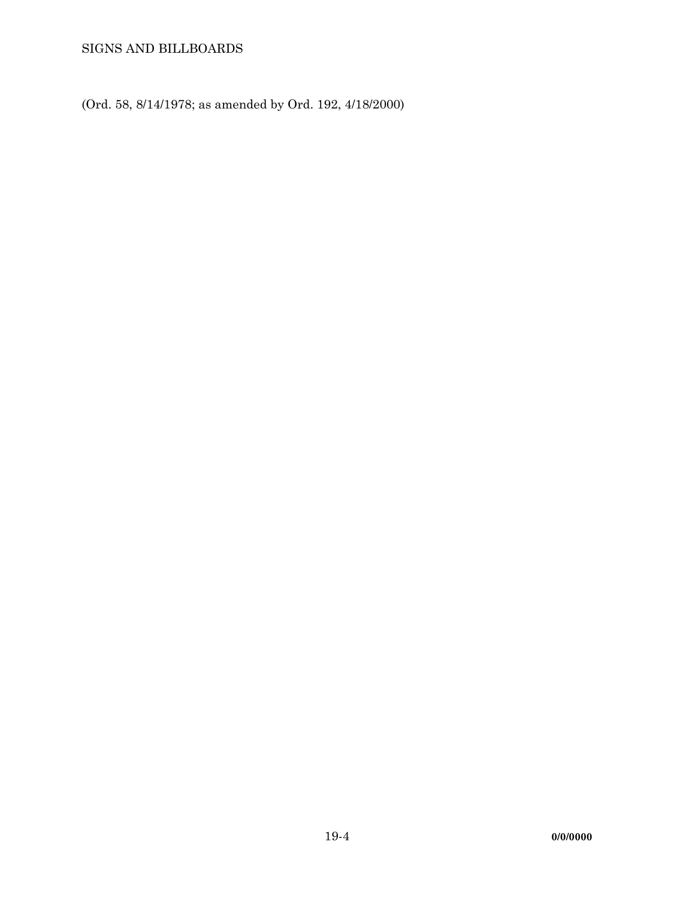(Ord. 58, 8/14/1978; as amended by Ord. 192, 4/18/2000)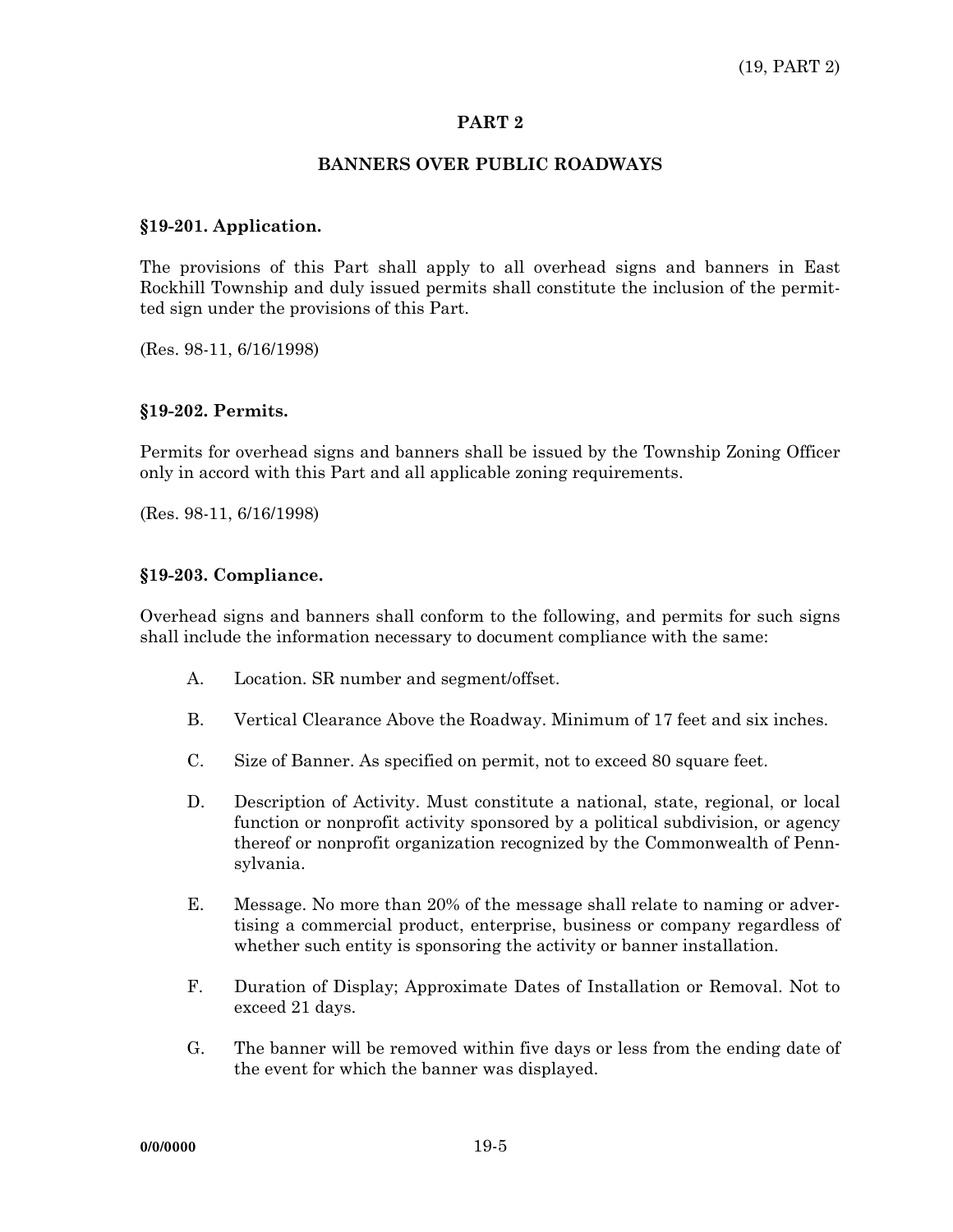# PART 2

## BANNERS OVER PUBLIC ROADWAYS

### §19-201. Application.

The provisions of this Part shall apply to all overhead signs and banners in East Rockhill Township and duly issued permits shall constitute the inclusion of the permitted sign under the provisions of this Part.

(Res. 98-11, 6/16/1998)

### §19-202. Permits.

Permits for overhead signs and banners shall be issued by the Township Zoning Officer only in accord with this Part and all applicable zoning requirements.

(Res. 98-11, 6/16/1998)

### §19-203. Compliance.

Overhead signs and banners shall conform to the following, and permits for such signs shall include the information necessary to document compliance with the same:

A. Location. SR number and segment/offset.

B. Vertical Clearance Above the Roadway. Minimum of 17 feet and six inches.

C. Size of Banner. As specified on permit, not to exceed 80 square feet.

D. Description of Activity. Must constitute a national, state, regional, or local function or nonprofit activity sponsored by a political subdivision, or agency thereof or nonprofit organization recognized by the Commonwealth of Pennsylvania.

E. Message. No more than 20% of the message shall relate to naming or advertising a commercial product, enterprise, business or company regardless of whether such entity is sponsoring the activity or banner installation.

F. Duration of Display; Approximate Dates of Installation or Removal. Not to exceed 21 days.

G. The banner will be removed within five days or less from the ending date of the event for which the banner was displayed.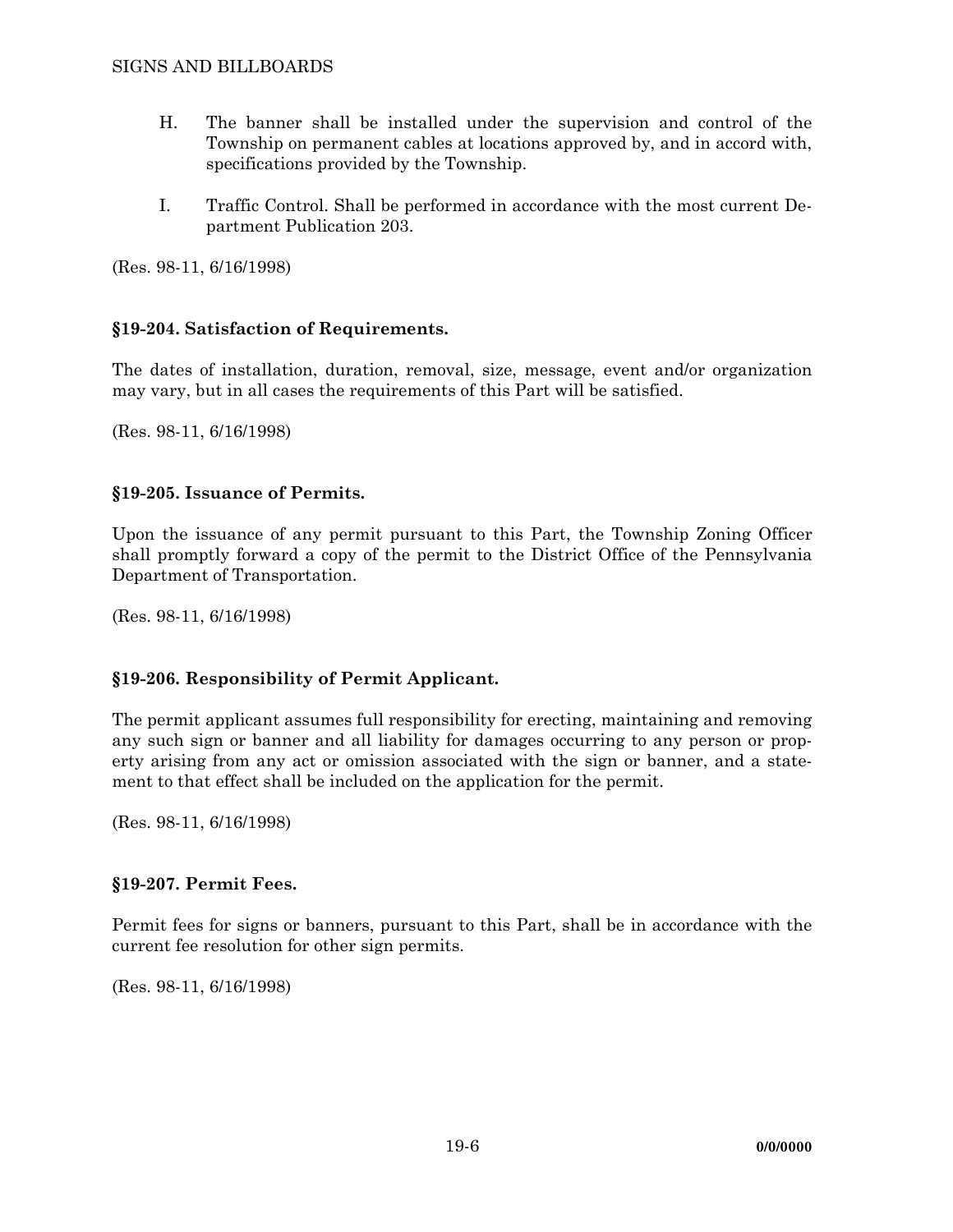H. The banner shall be installed under the supervision and control of the Township on permanent cables at locations approved by, and in accord with, specifications provided by the Township.

I. Traffic Control. Shall be performed in accordance with the most current Department Publication 203.

(Res. 98-11, 6/16/1998)

### §19-204. Satisfaction of Requirements.

The dates of installation, duration, removal, size, message, event and/or organization may vary, but in all cases the requirements of this Part will be satisfied.

(Res. 98-11, 6/16/1998)

### §19-205. Issuance of Permits.

Upon the issuance of any permit pursuant to this Part, the Township Zoning Officer shall promptly forward a copy of the permit to the District Office of the Pennsylvania Department of Transportation.

(Res. 98-11, 6/16/1998)

### §19-206. Responsibility of Permit Applicant.

The permit applicant assumes full responsibility for erecting, maintaining and removing any such sign or banner and all liability for damages occurring to any person or property arising from any act or omission associated with the sign or banner, and a statement to that effect shall be included on the application for the permit.

(Res. 98-11, 6/16/1998)

### §19-207. Permit Fees.

Permit fees for signs or banners, pursuant to this Part, shall be in accordance with the current fee resolution for other sign permits.

(Res. 98-11, 6/16/1998)